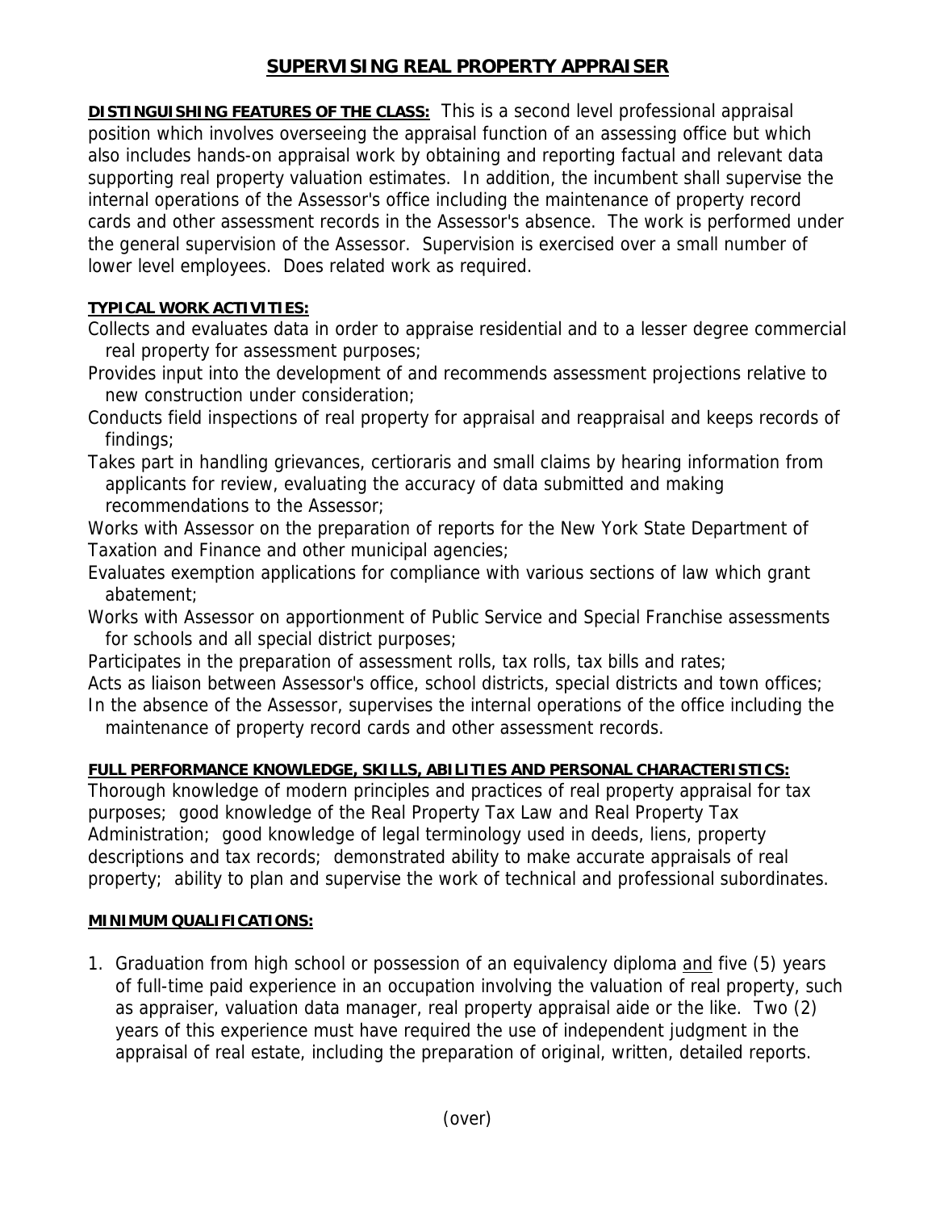# SUPERVISING REAL PROPERTY APPRAISER

**DISTINGUISHING FEATURES OF THE CLASS:** This is a second level professional appraisal position which involves overseeing the appraisal function of an assessing office but which also includes hands-on appraisal work by obtaining and reporting factual and relevant data supporting real property valuation estimates. In addition, the incumbent shall supervise the internal operations of the Assessor's office including the maintenance of property record cards and other assessment records in the Assessor's absence. The work is performed under the general supervision of the Assessor. Supervision is exercised over a small number of lower level employees. Does related work as required.

**TYPICAL WORK ACTIVITIES:**

Collects and evaluates data in order to appraise residential and to a lesser degree commercial real property for assessment purposes;

Provides input into the development of and recommends assessment projections relative to new construction under consideration;

Conducts field inspections of real property for appraisal and reappraisal and keeps records of findings;

Takes part in handling grievances, certioraris and small claims by hearing information from applicants for review, evaluating the accuracy of data submitted and making recommendations to the Assessor;

Works with Assessor on the preparation of reports for the New York State Department of Taxation and Finance and other municipal agencies;

Evaluates exemption applications for compliance with various sections of law which grant abatement;

Works with Assessor on apportionment of Public Service and Special Franchise assessments for schools and all special district purposes;

Participates in the preparation of assessment rolls, tax rolls, tax bills and rates;

Acts as liaison between Assessor's office, school districts, special districts and town offices;

In the absence of the Assessor, supervises the internal operations of the office including the maintenance of property record cards and other assessment records.

**FULL PERFORMANCE KNOWLEDGE, SKILLS, ABILITIES AND PERSONAL CHARACTERISTICS:**

Thorough knowledge of modern principles and practices of real property appraisal for tax purposes; good knowledge of the Real Property Tax Law and Real Property Tax Administration; good knowledge of legal terminology used in deeds, liens, property descriptions and tax records; demonstrated ability to make accurate appraisals of real property; ability to plan and supervise the work of technical and professional subordinates.

**MINIMUM QUALIFICATIONS:**

1. Graduation from high school or possession of an equivalency diploma and five (5) years of full-time paid experience in an occupation involving the valuation of real property, such as appraiser, valuation data manager, real property appraisal aide or the like. Two (2) years of this experience must have required the use of independent judgment in the appraisal of real estate, including the preparation of original, written, detailed reports.

(over)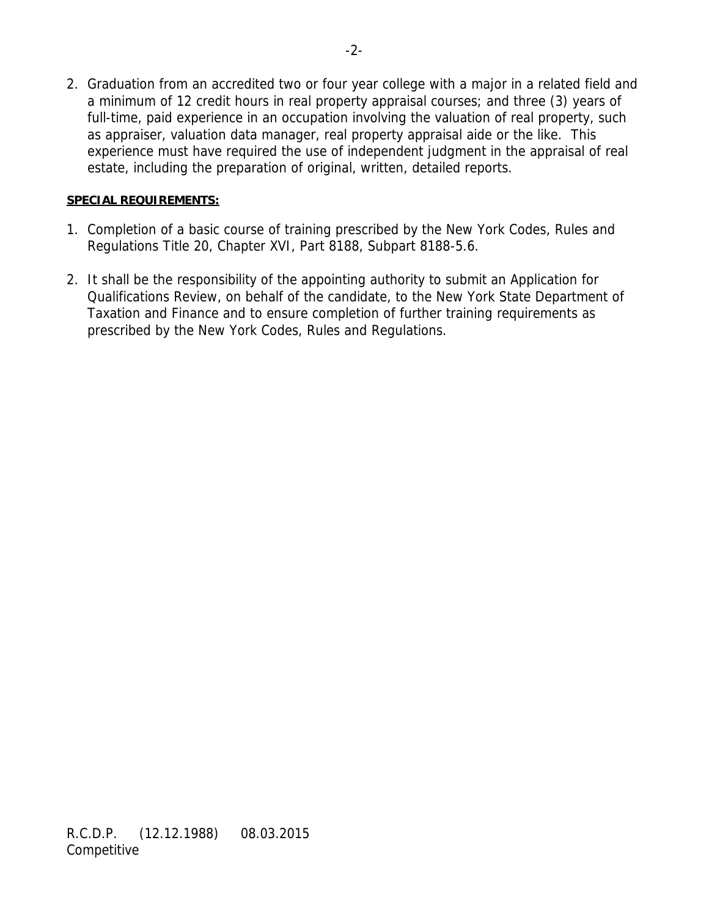2. Graduation from an accredited two or four year college with a major in a related field and a minimum of 12 credit hours in real property appraisal courses; and three (3) years of full-time, paid experience in an occupation involving the valuation of real property, such as appraiser, valuation data manager, real property appraisal aide or the like. This experience must have required the use of independent judgment in the appraisal of real estate, including the preparation of original, written, detailed reports.

**SPECIAL REQUIREMENTS:**

1. Completion of a basic course of training prescribed by the New York Codes, Rules and Regulations Title 20, Chapter XVI, Part 8188, Subpart 8188-5.6.

2. It shall be the responsibility of the appointing authority to submit an Application for Qualifications Review, on behalf of the candidate, to the New York State Department of Taxation and Finance and to ensure completion of further training requirements as prescribed by the New York Codes, Rules and Regulations.

R.C.D.P. (12.12.1988) 08.03.2015
Competitive